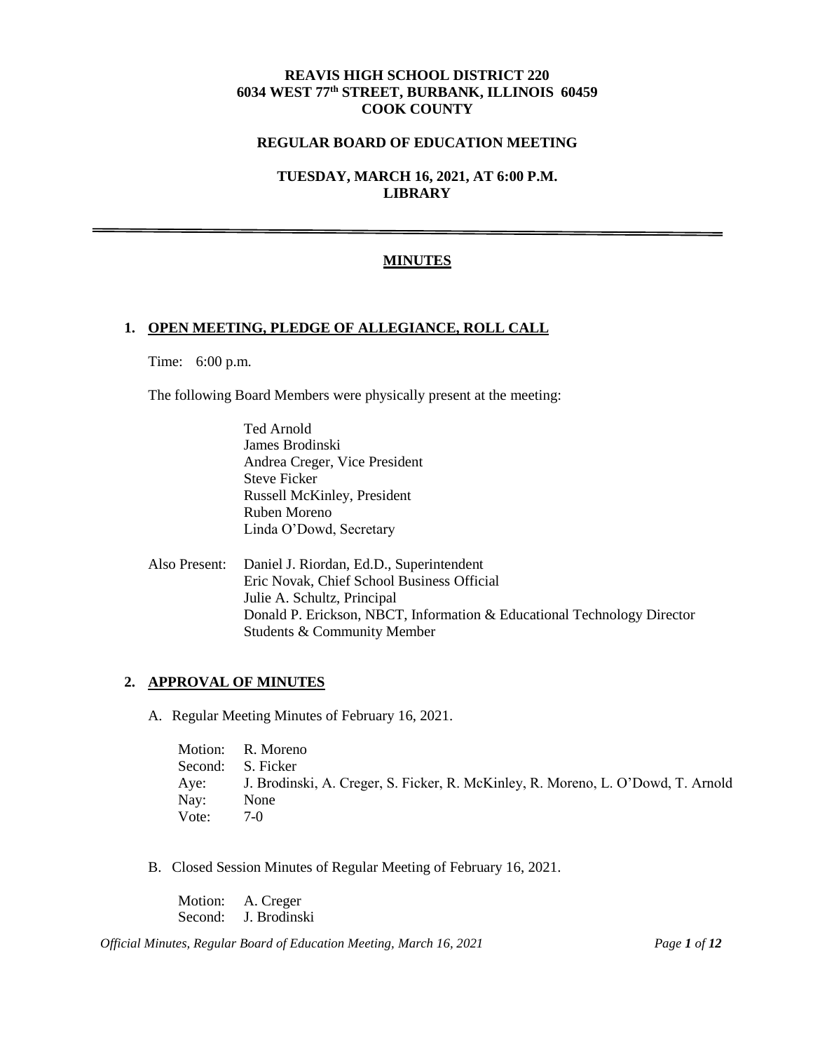**REAVIS HIGH SCHOOL DISTRICT 220**
**6034 WEST 77th STREET, BURBANK, ILLINOIS 60459**
**COOK COUNTY**

**REGULAR BOARD OF EDUCATION MEETING**

**TUESDAY, MARCH 16, 2021, AT 6:00 P.M.**
**LIBRARY**

---

# MINUTES

## 1. OPEN MEETING, PLEDGE OF ALLEGIANCE, ROLL CALL

Time: 6:00 p.m.

The following Board Members were physically present at the meeting:

Ted Arnold
James Brodinski
Andrea Creger, Vice President
Steve Ficker
Russell McKinley, President
Ruben Moreno
Linda O'Dowd, Secretary

Also Present: Daniel J. Riordan, Ed.D., Superintendent
Eric Novak, Chief School Business Official
Julie A. Schultz, Principal
Donald P. Erickson, NBCT, Information & Educational Technology Director
Students & Community Member

## 2. APPROVAL OF MINUTES

A. Regular Meeting Minutes of February 16, 2021.

Motion: R. Moreno
Second: S. Ficker
Aye: J. Brodinski, A. Creger, S. Ficker, R. McKinley, R. Moreno, L. O'Dowd, T. Arnold
Nay: None
Vote: 7-0

B. Closed Session Minutes of Regular Meeting of February 16, 2021.

Motion: A. Creger
Second: J. Brodinski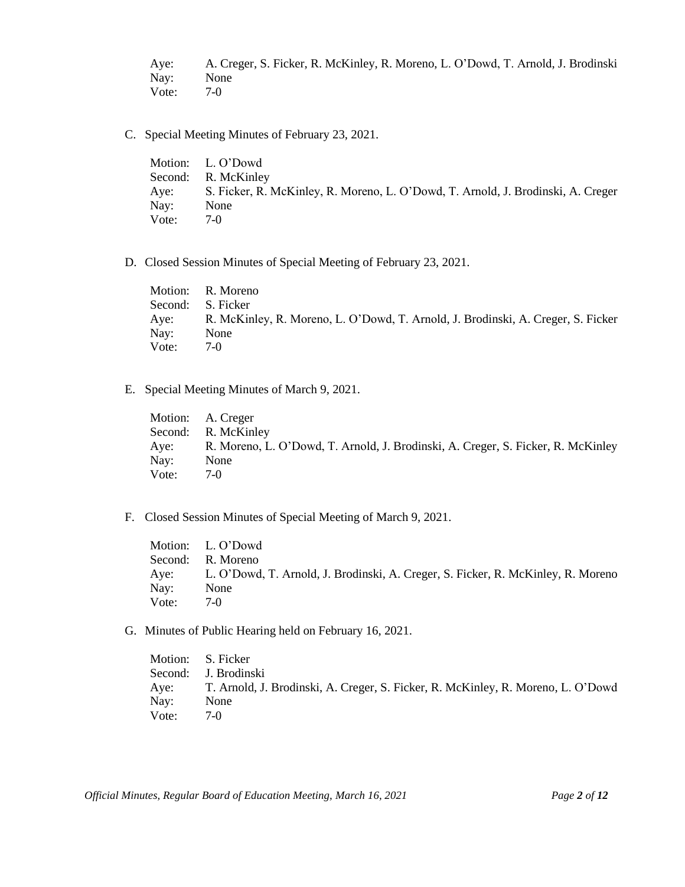Aye: A. Creger, S. Ficker, R. McKinley, R. Moreno, L. O'Dowd, T. Arnold, J. Brodinski
Nay: None
Vote: 7-0

C. Special Meeting Minutes of February 23, 2021.

Motion: L. O'Dowd
Second: R. McKinley
Aye: S. Ficker, R. McKinley, R. Moreno, L. O'Dowd, T. Arnold, J. Brodinski, A. Creger
Nay: None
Vote: 7-0

D. Closed Session Minutes of Special Meeting of February 23, 2021.

Motion: R. Moreno
Second: S. Ficker
Aye: R. McKinley, R. Moreno, L. O'Dowd, T. Arnold, J. Brodinski, A. Creger, S. Ficker
Nay: None
Vote: 7-0

E. Special Meeting Minutes of March 9, 2021.

Motion: A. Creger
Second: R. McKinley
Aye: R. Moreno, L. O'Dowd, T. Arnold, J. Brodinski, A. Creger, S. Ficker, R. McKinley
Nay: None
Vote: 7-0

F. Closed Session Minutes of Special Meeting of March 9, 2021.

Motion: L. O'Dowd
Second: R. Moreno
Aye: L. O'Dowd, T. Arnold, J. Brodinski, A. Creger, S. Ficker, R. McKinley, R. Moreno
Nay: None
Vote: 7-0

G. Minutes of Public Hearing held on February 16, 2021.

Motion: S. Ficker
Second: J. Brodinski
Aye: T. Arnold, J. Brodinski, A. Creger, S. Ficker, R. McKinley, R. Moreno, L. O'Dowd
Nay: None
Vote: 7-0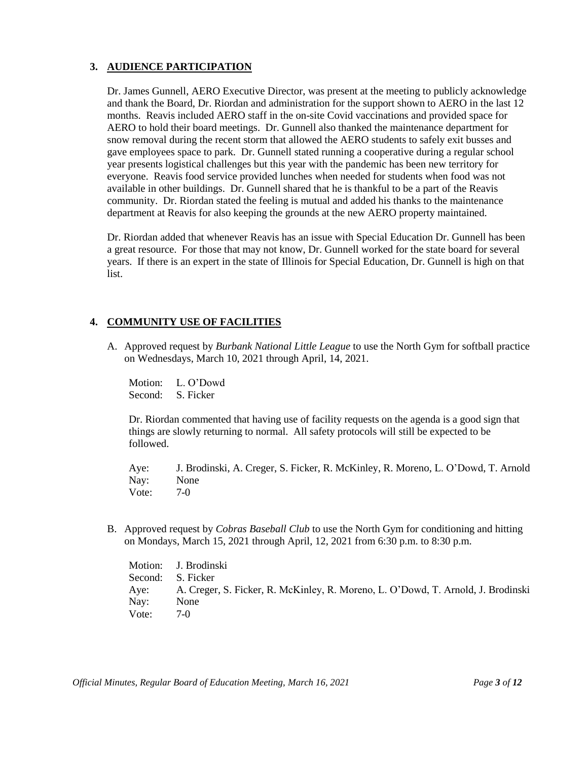## 3. AUDIENCE PARTICIPATION

Dr. James Gunnell, AERO Executive Director, was present at the meeting to publicly acknowledge and thank the Board, Dr. Riordan and administration for the support shown to AERO in the last 12 months. Reavis included AERO staff in the on-site Covid vaccinations and provided space for AERO to hold their board meetings. Dr. Gunnell also thanked the maintenance department for snow removal during the recent storm that allowed the AERO students to safely exit busses and gave employees space to park. Dr. Gunnell stated running a cooperative during a regular school year presents logistical challenges but this year with the pandemic has been new territory for everyone. Reavis food service provided lunches when needed for students when food was not available in other buildings. Dr. Gunnell shared that he is thankful to be a part of the Reavis community. Dr. Riordan stated the feeling is mutual and added his thanks to the maintenance department at Reavis for also keeping the grounds at the new AERO property maintained.

Dr. Riordan added that whenever Reavis has an issue with Special Education Dr. Gunnell has been a great resource. For those that may not know, Dr. Gunnell worked for the state board for several years. If there is an expert in the state of Illinois for Special Education, Dr. Gunnell is high on that list.

## 4. COMMUNITY USE OF FACILITIES

A. Approved request by *Burbank National Little League* to use the North Gym for softball practice on Wednesdays, March 10, 2021 through April, 14, 2021.

Motion: L. O'Dowd
Second: S. Ficker

Dr. Riordan commented that having use of facility requests on the agenda is a good sign that things are slowly returning to normal. All safety protocols will still be expected to be followed.

Aye: J. Brodinski, A. Creger, S. Ficker, R. McKinley, R. Moreno, L. O'Dowd, T. Arnold
Nay: None
Vote: 7-0

B. Approved request by *Cobras Baseball Club* to use the North Gym for conditioning and hitting on Mondays, March 15, 2021 through April, 12, 2021 from 6:30 p.m. to 8:30 p.m.

Motion: J. Brodinski
Second: S. Ficker
Aye: A. Creger, S. Ficker, R. McKinley, R. Moreno, L. O'Dowd, T. Arnold, J. Brodinski
Nay: None
Vote: 7-0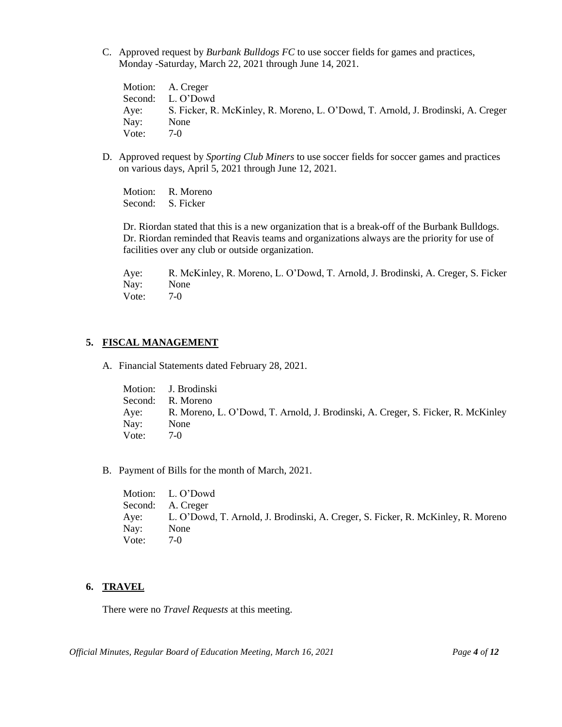C. Approved request by *Burbank Bulldogs FC* to use soccer fields for games and practices, Monday -Saturday, March 22, 2021 through June 14, 2021.

Motion: A. Creger
Second: L. O'Dowd
Aye: S. Ficker, R. McKinley, R. Moreno, L. O'Dowd, T. Arnold, J. Brodinski, A. Creger
Nay: None
Vote: 7-0

D. Approved request by *Sporting Club Miners* to use soccer fields for soccer games and practices on various days, April 5, 2021 through June 12, 2021.

Motion: R. Moreno
Second: S. Ficker

Dr. Riordan stated that this is a new organization that is a break-off of the Burbank Bulldogs. Dr. Riordan reminded that Reavis teams and organizations always are the priority for use of facilities over any club or outside organization.

Aye: R. McKinley, R. Moreno, L. O'Dowd, T. Arnold, J. Brodinski, A. Creger, S. Ficker
Nay: None
Vote: 7-0

## 5. FISCAL MANAGEMENT

A. Financial Statements dated February 28, 2021.

Motion: J. Brodinski
Second: R. Moreno
Aye: R. Moreno, L. O'Dowd, T. Arnold, J. Brodinski, A. Creger, S. Ficker, R. McKinley
Nay: None
Vote: 7-0

B. Payment of Bills for the month of March, 2021.

Motion: L. O'Dowd
Second: A. Creger
Aye: L. O'Dowd, T. Arnold, J. Brodinski, A. Creger, S. Ficker, R. McKinley, R. Moreno
Nay: None
Vote: 7-0

## 6. TRAVEL

There were no *Travel Requests* at this meeting.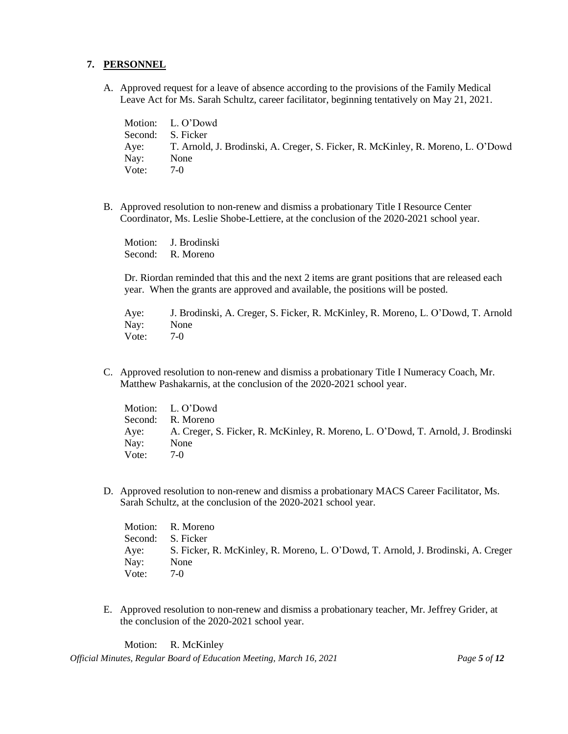## 7. PERSONNEL

A. Approved request for a leave of absence according to the provisions of the Family Medical Leave Act for Ms. Sarah Schultz, career facilitator, beginning tentatively on May 21, 2021.

Motion: L. O'Dowd
Second: S. Ficker
Aye: T. Arnold, J. Brodinski, A. Creger, S. Ficker, R. McKinley, R. Moreno, L. O'Dowd
Nay: None
Vote: 7-0

B. Approved resolution to non-renew and dismiss a probationary Title I Resource Center Coordinator, Ms. Leslie Shobe-Lettiere, at the conclusion of the 2020-2021 school year.

Motion: J. Brodinski
Second: R. Moreno

Dr. Riordan reminded that this and the next 2 items are grant positions that are released each year. When the grants are approved and available, the positions will be posted.

Aye: J. Brodinski, A. Creger, S. Ficker, R. McKinley, R. Moreno, L. O'Dowd, T. Arnold
Nay: None
Vote: 7-0

C. Approved resolution to non-renew and dismiss a probationary Title I Numeracy Coach, Mr. Matthew Pashakarnis, at the conclusion of the 2020-2021 school year.

Motion: L. O'Dowd
Second: R. Moreno
Aye: A. Creger, S. Ficker, R. McKinley, R. Moreno, L. O'Dowd, T. Arnold, J. Brodinski
Nay: None
Vote: 7-0

D. Approved resolution to non-renew and dismiss a probationary MACS Career Facilitator, Ms. Sarah Schultz, at the conclusion of the 2020-2021 school year.

Motion: R. Moreno
Second: S. Ficker
Aye: S. Ficker, R. McKinley, R. Moreno, L. O'Dowd, T. Arnold, J. Brodinski, A. Creger
Nay: None
Vote: 7-0

E. Approved resolution to non-renew and dismiss a probationary teacher, Mr. Jeffrey Grider, at the conclusion of the 2020-2021 school year.

Motion: R. McKinley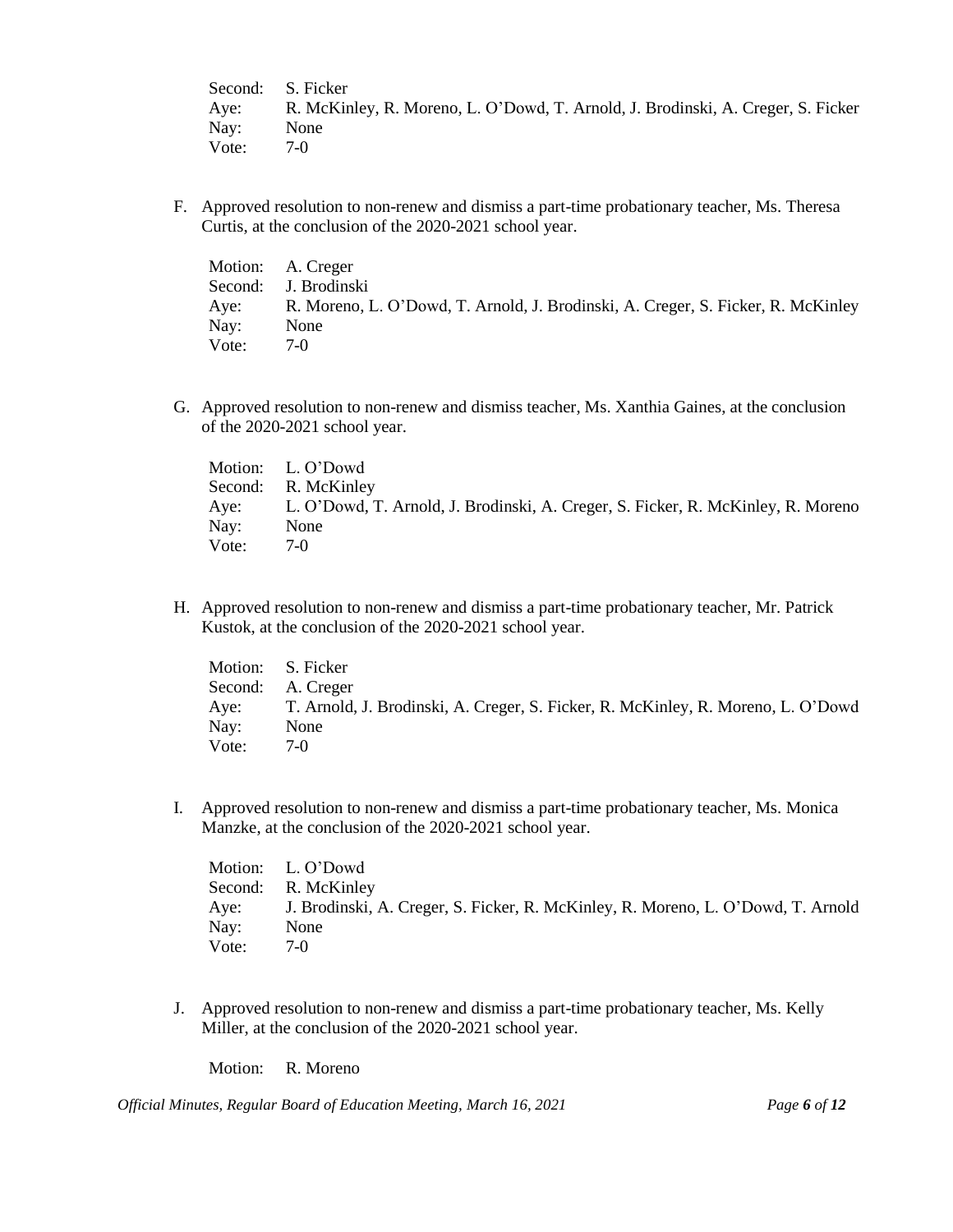Second: S. Ficker
Aye: R. McKinley, R. Moreno, L. O'Dowd, T. Arnold, J. Brodinski, A. Creger, S. Ficker
Nay: None
Vote: 7-0

F. Approved resolution to non-renew and dismiss a part-time probationary teacher, Ms. Theresa Curtis, at the conclusion of the 2020-2021 school year.

Motion: A. Creger
Second: J. Brodinski
Aye: R. Moreno, L. O'Dowd, T. Arnold, J. Brodinski, A. Creger, S. Ficker, R. McKinley
Nay: None
Vote: 7-0

G. Approved resolution to non-renew and dismiss teacher, Ms. Xanthia Gaines, at the conclusion of the 2020-2021 school year.

Motion: L. O'Dowd
Second: R. McKinley
Aye: L. O'Dowd, T. Arnold, J. Brodinski, A. Creger, S. Ficker, R. McKinley, R. Moreno
Nay: None
Vote: 7-0

H. Approved resolution to non-renew and dismiss a part-time probationary teacher, Mr. Patrick Kustok, at the conclusion of the 2020-2021 school year.

Motion: S. Ficker
Second: A. Creger
Aye: T. Arnold, J. Brodinski, A. Creger, S. Ficker, R. McKinley, R. Moreno, L. O'Dowd
Nay: None
Vote: 7-0

I. Approved resolution to non-renew and dismiss a part-time probationary teacher, Ms. Monica Manzke, at the conclusion of the 2020-2021 school year.

Motion: L. O'Dowd
Second: R. McKinley
Aye: J. Brodinski, A. Creger, S. Ficker, R. McKinley, R. Moreno, L. O'Dowd, T. Arnold
Nay: None
Vote: 7-0

J. Approved resolution to non-renew and dismiss a part-time probationary teacher, Ms. Kelly Miller, at the conclusion of the 2020-2021 school year.

Motion: R. Moreno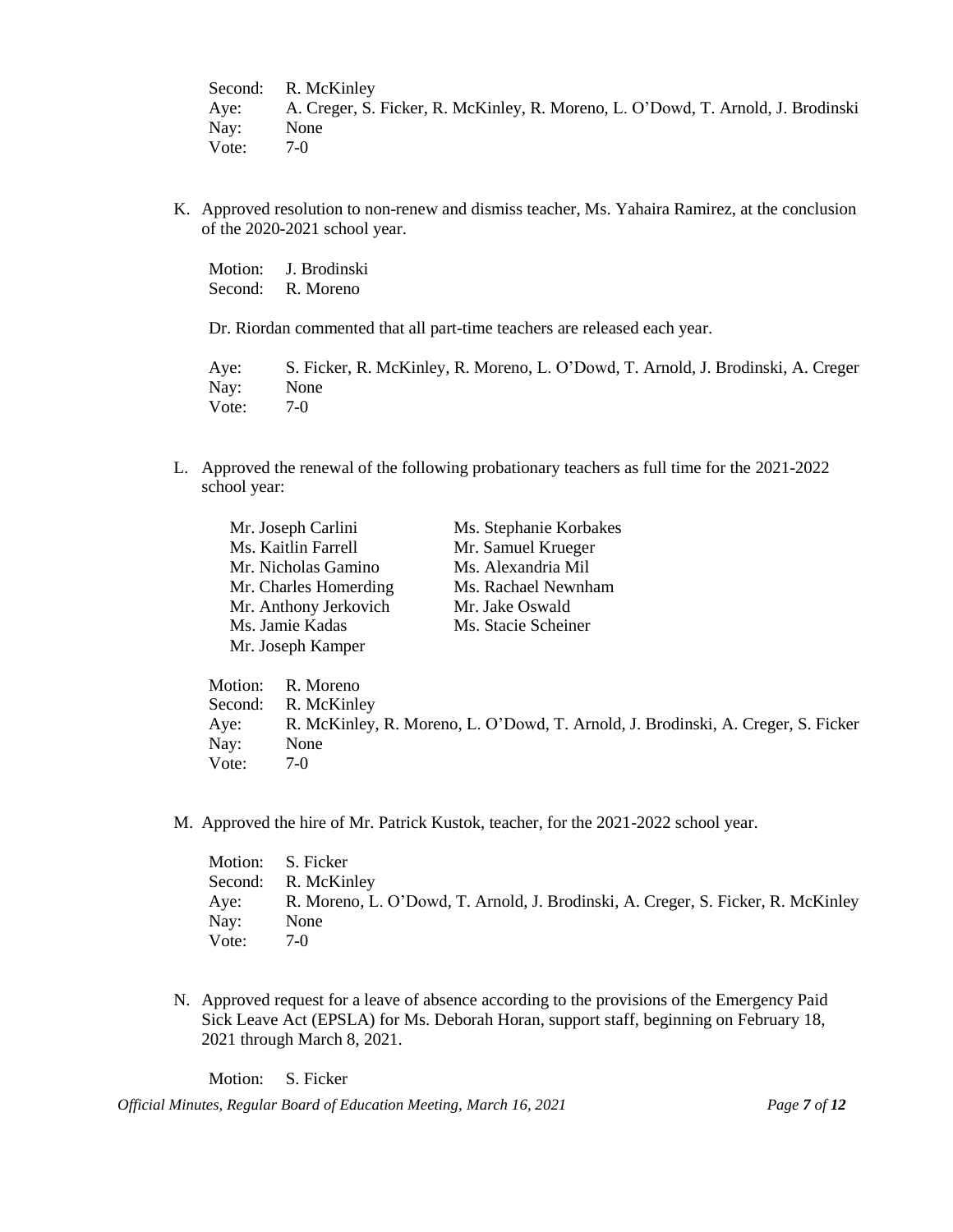Second: R. McKinley
Aye: A. Creger, S. Ficker, R. McKinley, R. Moreno, L. O'Dowd, T. Arnold, J. Brodinski
Nay: None
Vote: 7-0

K. Approved resolution to non-renew and dismiss teacher, Ms. Yahaira Ramirez, at the conclusion of the 2020-2021 school year.

Motion: J. Brodinski
Second: R. Moreno

Dr. Riordan commented that all part-time teachers are released each year.

Aye: S. Ficker, R. McKinley, R. Moreno, L. O'Dowd, T. Arnold, J. Brodinski, A. Creger
Nay: None
Vote: 7-0

L. Approved the renewal of the following probationary teachers as full time for the 2021-2022 school year:

- Mr. Joseph Carlini
- Ms. Kaitlin Farrell
- Mr. Nicholas Gamino
- Mr. Charles Homerding
- Mr. Anthony Jerkovich
- Ms. Jamie Kadas
- Mr. Joseph Kamper
- Ms. Stephanie Korbakes
- Mr. Samuel Krueger
- Ms. Alexandria Mil
- Ms. Rachael Newnham
- Mr. Jake Oswald
- Ms. Stacie Scheiner

Motion: R. Moreno
Second: R. McKinley
Aye: R. McKinley, R. Moreno, L. O'Dowd, T. Arnold, J. Brodinski, A. Creger, S. Ficker
Nay: None
Vote: 7-0

M. Approved the hire of Mr. Patrick Kustok, teacher, for the 2021-2022 school year.

Motion: S. Ficker
Second: R. McKinley
Aye: R. Moreno, L. O'Dowd, T. Arnold, J. Brodinski, A. Creger, S. Ficker, R. McKinley
Nay: None
Vote: 7-0

N. Approved request for a leave of absence according to the provisions of the Emergency Paid Sick Leave Act (EPSLA) for Ms. Deborah Horan, support staff, beginning on February 18, 2021 through March 8, 2021.

Motion: S. Ficker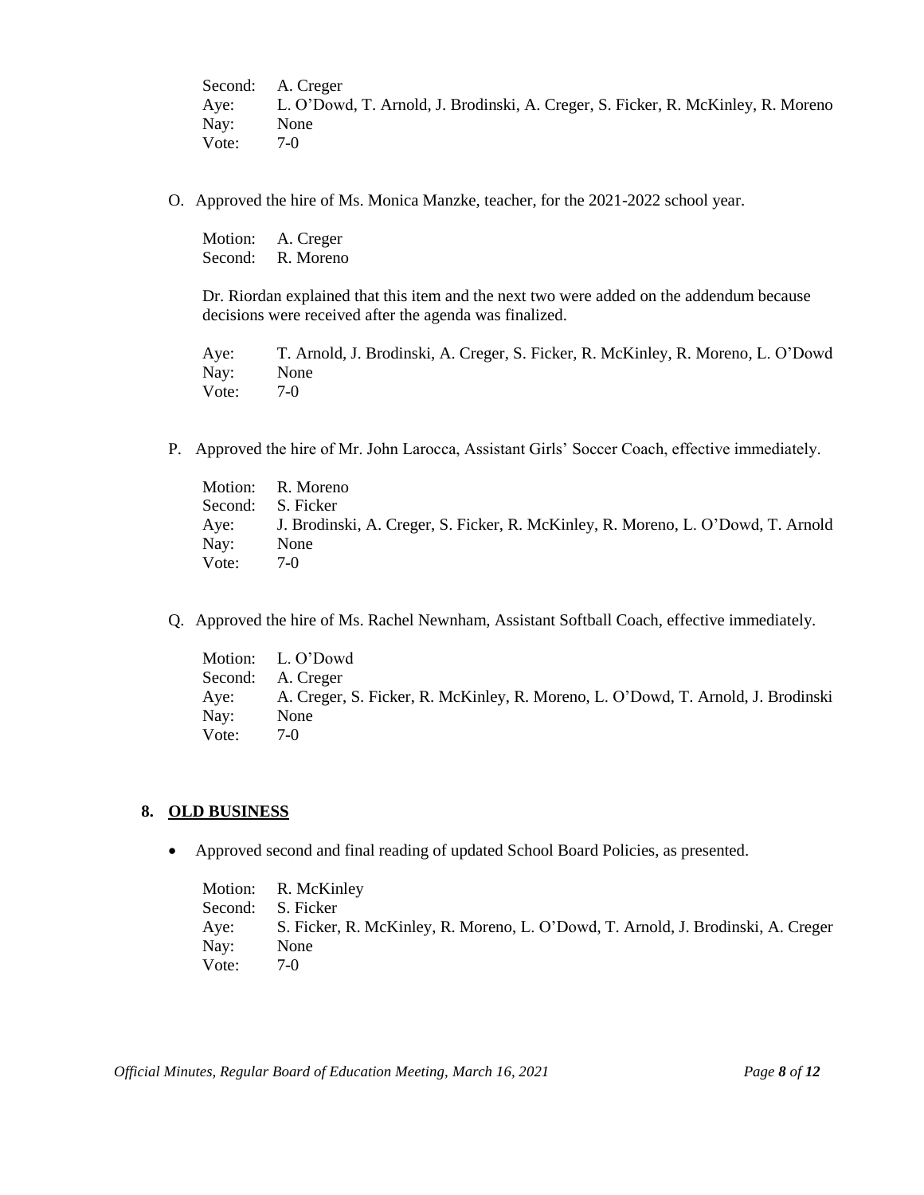Second: A. Creger
Aye: L. O'Dowd, T. Arnold, J. Brodinski, A. Creger, S. Ficker, R. McKinley, R. Moreno
Nay: None
Vote: 7-0

O. Approved the hire of Ms. Monica Manzke, teacher, for the 2021-2022 school year.

Motion: A. Creger
Second: R. Moreno

Dr. Riordan explained that this item and the next two were added on the addendum because decisions were received after the agenda was finalized.

Aye: T. Arnold, J. Brodinski, A. Creger, S. Ficker, R. McKinley, R. Moreno, L. O'Dowd
Nay: None
Vote: 7-0

P. Approved the hire of Mr. John Larocca, Assistant Girls' Soccer Coach, effective immediately.

Motion: R. Moreno
Second: S. Ficker
Aye: J. Brodinski, A. Creger, S. Ficker, R. McKinley, R. Moreno, L. O'Dowd, T. Arnold
Nay: None
Vote: 7-0

Q. Approved the hire of Ms. Rachel Newnham, Assistant Softball Coach, effective immediately.

Motion: L. O'Dowd
Second: A. Creger
Aye: A. Creger, S. Ficker, R. McKinley, R. Moreno, L. O'Dowd, T. Arnold, J. Brodinski
Nay: None
Vote: 7-0

## 8. OLD BUSINESS

- Approved second and final reading of updated School Board Policies, as presented.

Motion: R. McKinley
Second: S. Ficker
Aye: S. Ficker, R. McKinley, R. Moreno, L. O'Dowd, T. Arnold, J. Brodinski, A. Creger
Nay: None
Vote: 7-0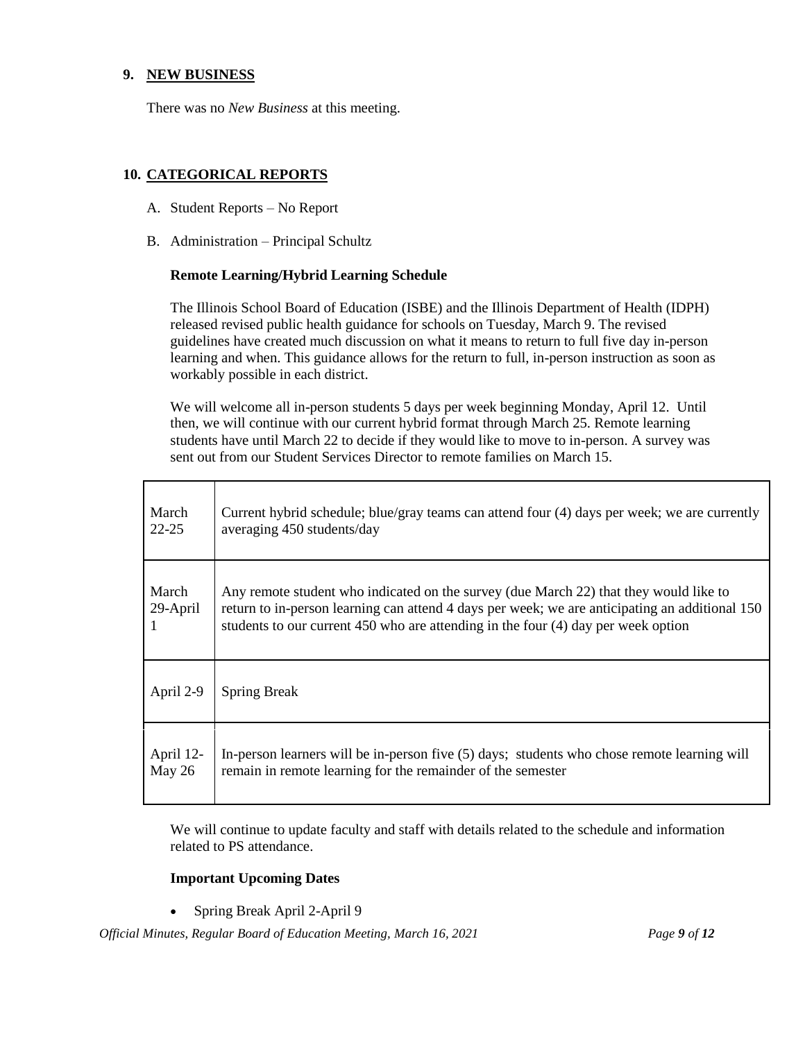## 9. NEW BUSINESS

There was no *New Business* at this meeting.

## 10. CATEGORICAL REPORTS

A. Student Reports – No Report

B. Administration – Principal Schultz

**Remote Learning/Hybrid Learning Schedule**

The Illinois School Board of Education (ISBE) and the Illinois Department of Health (IDPH) released revised public health guidance for schools on Tuesday, March 9. The revised guidelines have created much discussion on what it means to return to full five day in-person learning and when. This guidance allows for the return to full, in-person instruction as soon as workably possible in each district.

We will welcome all in-person students 5 days per week beginning Monday, April 12. Until then, we will continue with our current hybrid format through March 25. Remote learning students have until March 22 to decide if they would like to move to in-person. A survey was sent out from our Student Services Director to remote families on March 15.

| | |
|---|---|
| March 22-25 | Current hybrid schedule; blue/gray teams can attend four (4) days per week; we are currently averaging 450 students/day |
| March 29-April 1 | Any remote student who indicated on the survey (due March 22) that they would like to return to in-person learning can attend 4 days per week; we are anticipating an additional 150 students to our current 450 who are attending in the four (4) day per week option |
| April 2-9 | Spring Break |
| April 12-May 26 | In-person learners will be in-person five (5) days; students who chose remote learning will remain in remote learning for the remainder of the semester |

We will continue to update faculty and staff with details related to the schedule and information related to PS attendance.

**Important Upcoming Dates**

- Spring Break April 2-April 9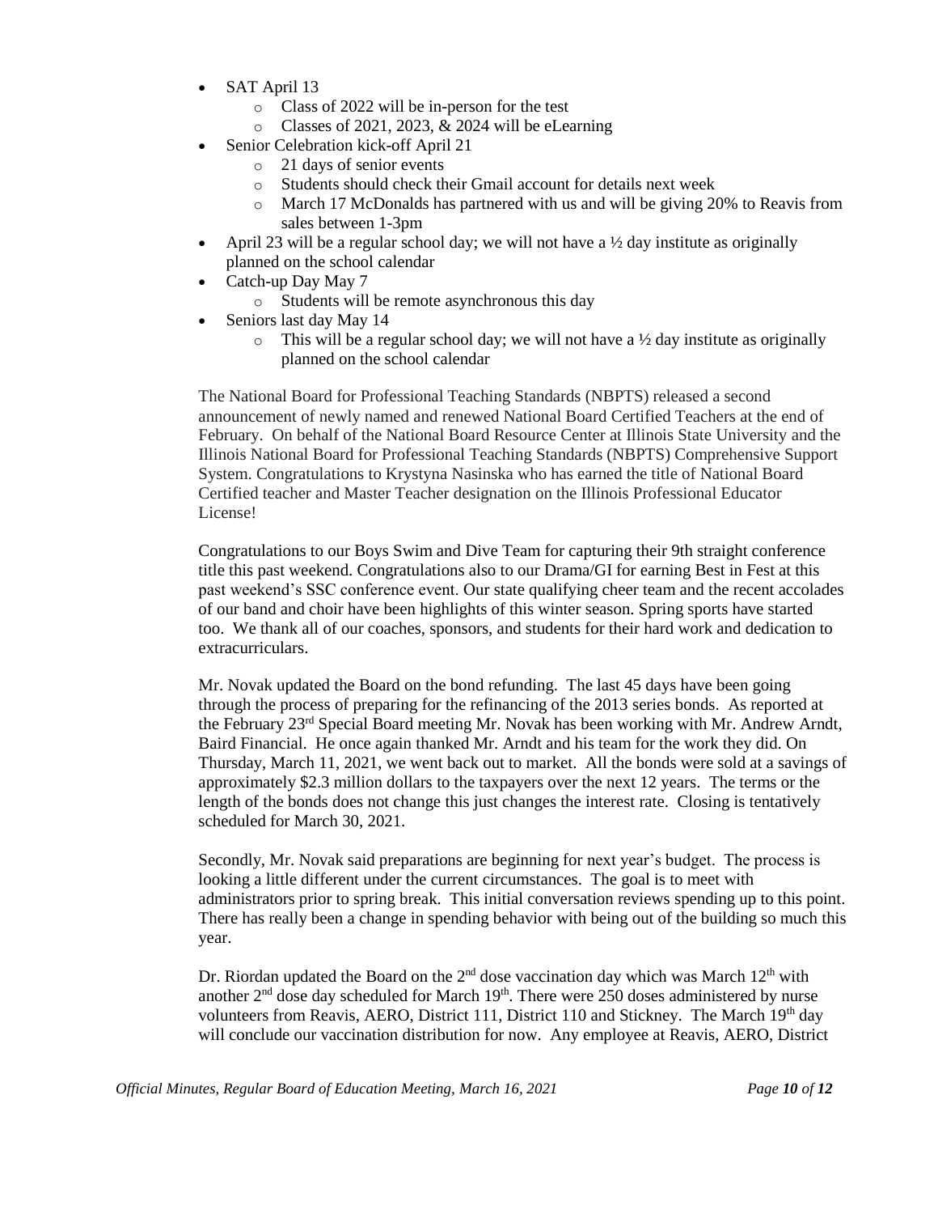- SAT April 13
    - Class of 2022 will be in-person for the test
    - Classes of 2021, 2023, & 2024 will be eLearning
- Senior Celebration kick-off April 21
    - 21 days of senior events
    - Students should check their Gmail account for details next week
    - March 17 McDonalds has partnered with us and will be giving 20% to Reavis from sales between 1-3pm
- April 23 will be a regular school day; we will not have a ½ day institute as originally planned on the school calendar
- Catch-up Day May 7
    - Students will be remote asynchronous this day
- Seniors last day May 14
    - This will be a regular school day; we will not have a ½ day institute as originally planned on the school calendar

The National Board for Professional Teaching Standards (NBPTS) released a second announcement of newly named and renewed National Board Certified Teachers at the end of February. On behalf of the National Board Resource Center at Illinois State University and the Illinois National Board for Professional Teaching Standards (NBPTS) Comprehensive Support System. Congratulations to Krystyna Nasinska who has earned the title of National Board Certified teacher and Master Teacher designation on the Illinois Professional Educator License!

Congratulations to our Boys Swim and Dive Team for capturing their 9th straight conference title this past weekend. Congratulations also to our Drama/GI for earning Best in Fest at this past weekend's SSC conference event. Our state qualifying cheer team and the recent accolades of our band and choir have been highlights of this winter season. Spring sports have started too. We thank all of our coaches, sponsors, and students for their hard work and dedication to extracurriculars.

Mr. Novak updated the Board on the bond refunding. The last 45 days have been going through the process of preparing for the refinancing of the 2013 series bonds. As reported at the February 23rd Special Board meeting Mr. Novak has been working with Mr. Andrew Arndt, Baird Financial. He once again thanked Mr. Arndt and his team for the work they did. On Thursday, March 11, 2021, we went back out to market. All the bonds were sold at a savings of approximately $2.3 million dollars to the taxpayers over the next 12 years. The terms or the length of the bonds does not change this just changes the interest rate. Closing is tentatively scheduled for March 30, 2021.

Secondly, Mr. Novak said preparations are beginning for next year's budget. The process is looking a little different under the current circumstances. The goal is to meet with administrators prior to spring break. This initial conversation reviews spending up to this point. There has really been a change in spending behavior with being out of the building so much this year.

Dr. Riordan updated the Board on the 2nd dose vaccination day which was March 12th with another 2nd dose day scheduled for March 19th. There were 250 doses administered by nurse volunteers from Reavis, AERO, District 111, District 110 and Stickney. The March 19th day will conclude our vaccination distribution for now. Any employee at Reavis, AERO, District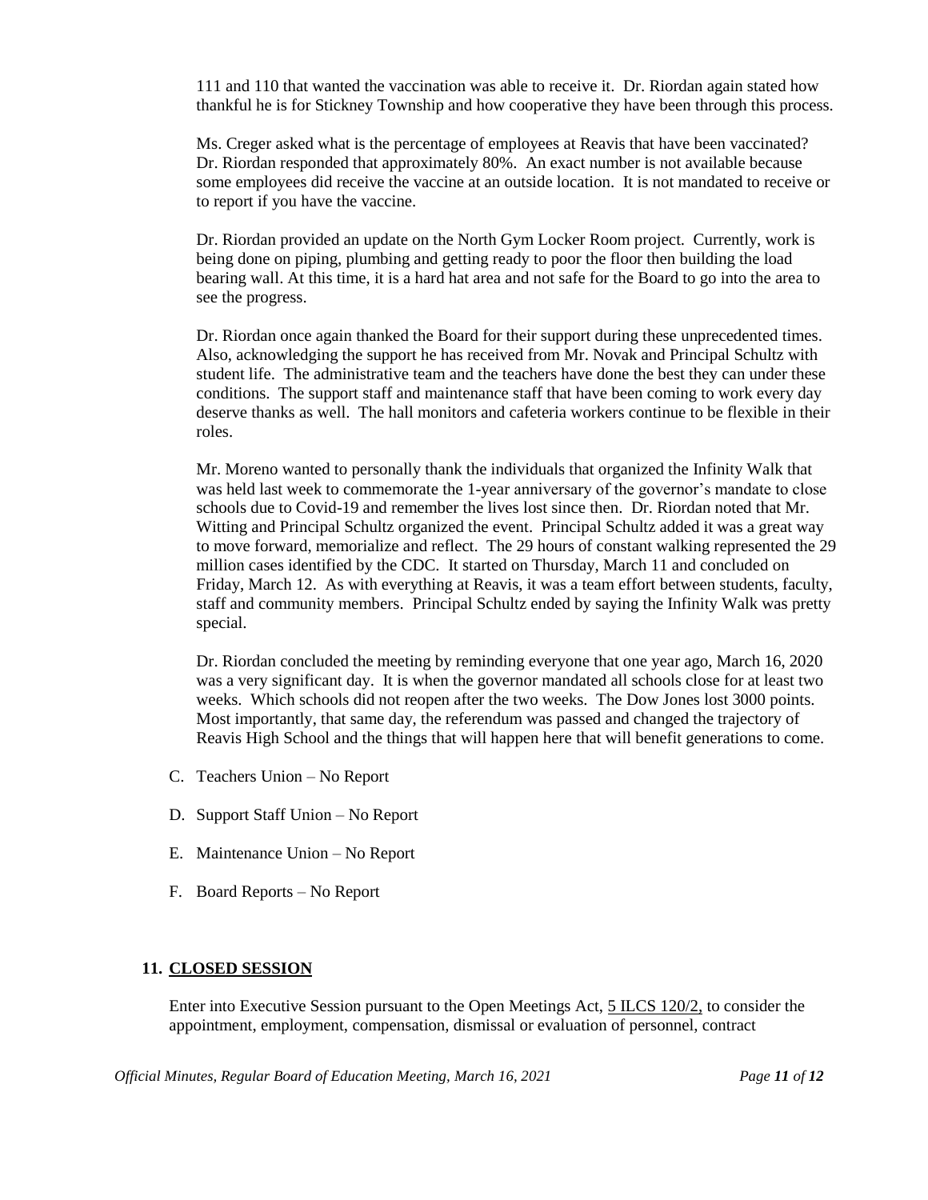111 and 110 that wanted the vaccination was able to receive it. Dr. Riordan again stated how thankful he is for Stickney Township and how cooperative they have been through this process.

Ms. Creger asked what is the percentage of employees at Reavis that have been vaccinated? Dr. Riordan responded that approximately 80%. An exact number is not available because some employees did receive the vaccine at an outside location. It is not mandated to receive or to report if you have the vaccine.

Dr. Riordan provided an update on the North Gym Locker Room project. Currently, work is being done on piping, plumbing and getting ready to poor the floor then building the load bearing wall. At this time, it is a hard hat area and not safe for the Board to go into the area to see the progress.

Dr. Riordan once again thanked the Board for their support during these unprecedented times. Also, acknowledging the support he has received from Mr. Novak and Principal Schultz with student life. The administrative team and the teachers have done the best they can under these conditions. The support staff and maintenance staff that have been coming to work every day deserve thanks as well. The hall monitors and cafeteria workers continue to be flexible in their roles.

Mr. Moreno wanted to personally thank the individuals that organized the Infinity Walk that was held last week to commemorate the 1-year anniversary of the governor's mandate to close schools due to Covid-19 and remember the lives lost since then. Dr. Riordan noted that Mr. Witting and Principal Schultz organized the event. Principal Schultz added it was a great way to move forward, memorialize and reflect. The 29 hours of constant walking represented the 29 million cases identified by the CDC. It started on Thursday, March 11 and concluded on Friday, March 12. As with everything at Reavis, it was a team effort between students, faculty, staff and community members. Principal Schultz ended by saying the Infinity Walk was pretty special.

Dr. Riordan concluded the meeting by reminding everyone that one year ago, March 16, 2020 was a very significant day. It is when the governor mandated all schools close for at least two weeks. Which schools did not reopen after the two weeks. The Dow Jones lost 3000 points. Most importantly, that same day, the referendum was passed and changed the trajectory of Reavis High School and the things that will happen here that will benefit generations to come.

C. Teachers Union – No Report

D. Support Staff Union – No Report

E. Maintenance Union – No Report

F. Board Reports – No Report

## 11. CLOSED SESSION

Enter into Executive Session pursuant to the Open Meetings Act, 5 ILCS 120/2, to consider the appointment, employment, compensation, dismissal or evaluation of personnel, contract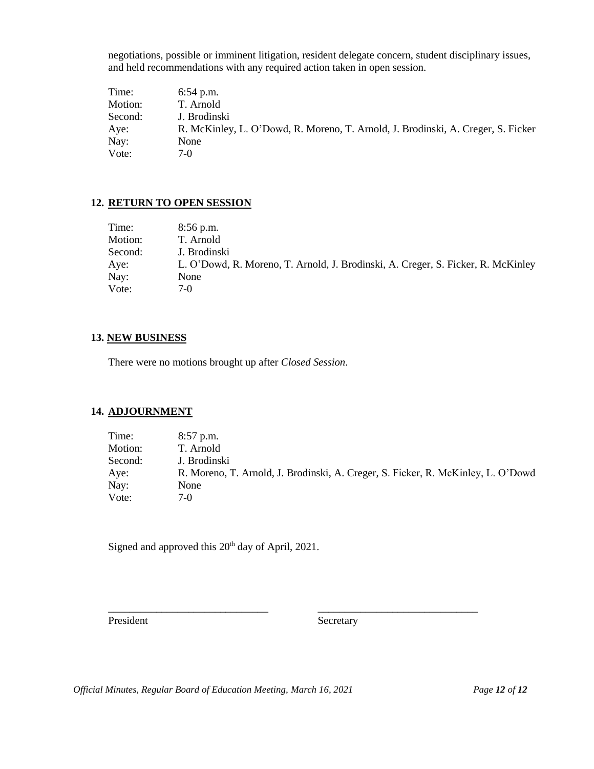negotiations, possible or imminent litigation, resident delegate concern, student disciplinary issues, and held recommendations with any required action taken in open session.

| | |
|---|---|
| Time: | 6:54 p.m. |
| Motion: | T. Arnold |
| Second: | J. Brodinski |
| Aye: | R. McKinley, L. O'Dowd, R. Moreno, T. Arnold, J. Brodinski, A. Creger, S. Ficker |
| Nay: | None |
| Vote: | 7-0 |

## 12. RETURN TO OPEN SESSION

| | |
|---|---|
| Time: | 8:56 p.m. |
| Motion: | T. Arnold |
| Second: | J. Brodinski |
| Aye: | L. O'Dowd, R. Moreno, T. Arnold, J. Brodinski, A. Creger, S. Ficker, R. McKinley |
| Nay: | None |
| Vote: | 7-0 |

## 13. NEW BUSINESS

There were no motions brought up after *Closed Session*.

## 14. ADJOURNMENT

| | |
|---|---|
| Time: | 8:57 p.m. |
| Motion: | T. Arnold |
| Second: | J. Brodinski |
| Aye: | R. Moreno, T. Arnold, J. Brodinski, A. Creger, S. Ficker, R. McKinley, L. O'Dowd |
| Nay: | None |
| Vote: | 7-0 |

Signed and approved this 20th day of April, 2021.

\_\_\_\_\_\_\_\_\_\_\_\_\_\_\_\_\_\_\_\_\_\_\_\_\_\_\_\_\_\_ \_\_\_\_\_\_\_\_\_\_\_\_\_\_\_\_\_\_\_\_\_\_\_\_\_\_\_\_\_\_

President Secretary